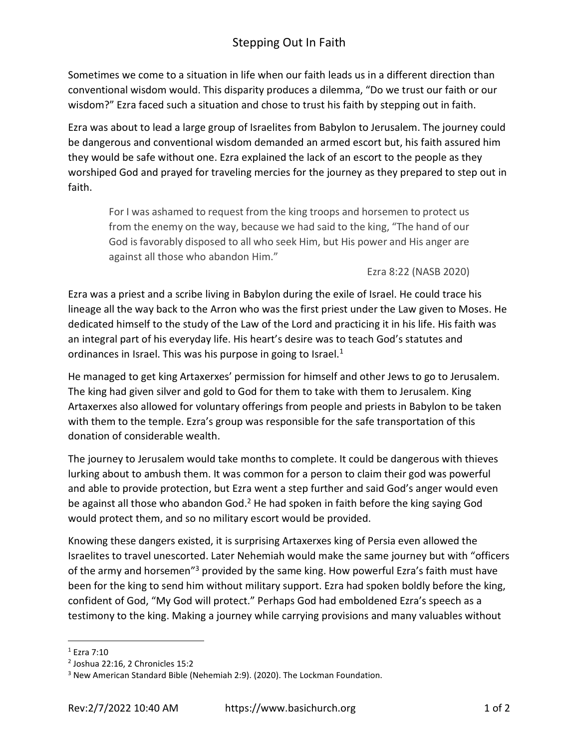# Stepping Out In Faith

Sometimes we come to a situation in life when our faith leads us in a different direction than conventional wisdom would. This disparity produces a dilemma, "Do we trust our faith or our wisdom?" Ezra faced such a situation and chose to trust his faith by stepping out in faith.

Ezra was about to lead a large group of Israelites from Babylon to Jerusalem. The journey could be dangerous and conventional wisdom demanded an armed escort but, his faith assured him they would be safe without one. Ezra explained the lack of an escort to the people as they worshiped God and prayed for traveling mercies for the journey as they prepared to step out in faith.

> For I was ashamed to request from the king troops and horsemen to protect us from the enemy on the way, because we had said to the king, "The hand of our God is favorably disposed to all who seek Him, but His power and His anger are against all those who abandon Him."
>
> Ezra 8:22 (NASB 2020)

Ezra was a priest and a scribe living in Babylon during the exile of Israel. He could trace his lineage all the way back to the Arron who was the first priest under the Law given to Moses. He dedicated himself to the study of the Law of the Lord and practicing it in his life. His faith was an integral part of his everyday life. His heart's desire was to teach God's statutes and ordinances in Israel. This was his purpose in going to Israel.[1]

He managed to get king Artaxerxes' permission for himself and other Jews to go to Jerusalem. The king had given silver and gold to God for them to take with them to Jerusalem. King Artaxerxes also allowed for voluntary offerings from people and priests in Babylon to be taken with them to the temple. Ezra's group was responsible for the safe transportation of this donation of considerable wealth.

The journey to Jerusalem would take months to complete. It could be dangerous with thieves lurking about to ambush them. It was common for a person to claim their god was powerful and able to provide protection, but Ezra went a step further and said God's anger would even be against all those who abandon God.[2] He had spoken in faith before the king saying God would protect them, and so no military escort would be provided.

Knowing these dangers existed, it is surprising Artaxerxes king of Persia even allowed the Israelites to travel unescorted. Later Nehemiah would make the same journey but with "officers of the army and horsemen"[3] provided by the same king. How powerful Ezra's faith must have been for the king to send him without military support. Ezra had spoken boldly before the king, confident of God, "My God will protect." Perhaps God had emboldened Ezra's speech as a testimony to the king. Making a journey while carrying provisions and many valuables without

---

[1] Ezra 7:10

[2] Joshua 22:16, 2 Chronicles 15:2

[3] New American Standard Bible (Nehemiah 2:9). (2020). The Lockman Foundation.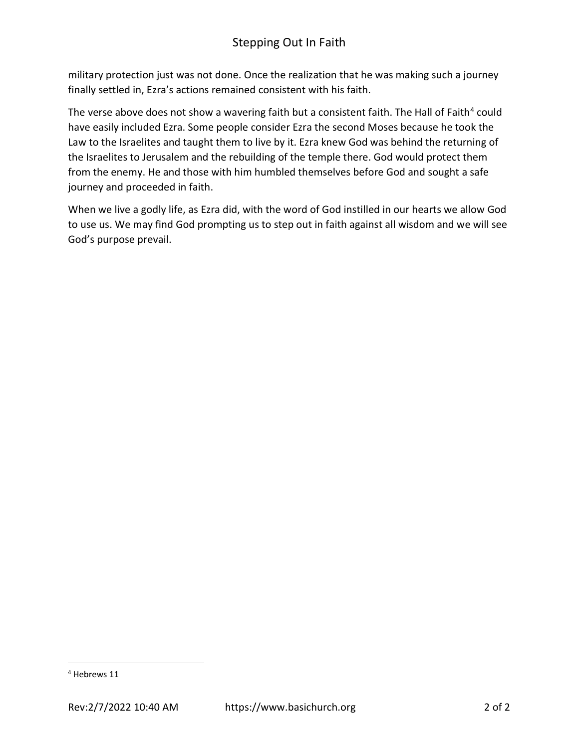military protection just was not done. Once the realization that he was making such a journey finally settled in, Ezra's actions remained consistent with his faith.

The verse above does not show a wavering faith but a consistent faith. The Hall of Faith[4] could have easily included Ezra. Some people consider Ezra the second Moses because he took the Law to the Israelites and taught them to live by it. Ezra knew God was behind the returning of the Israelites to Jerusalem and the rebuilding of the temple there. God would protect them from the enemy. He and those with him humbled themselves before God and sought a safe journey and proceeded in faith.

When we live a godly life, as Ezra did, with the word of God instilled in our hearts we allow God to use us. We may find God prompting us to step out in faith against all wisdom and we will see God's purpose prevail.

---

[4] Hebrews 11